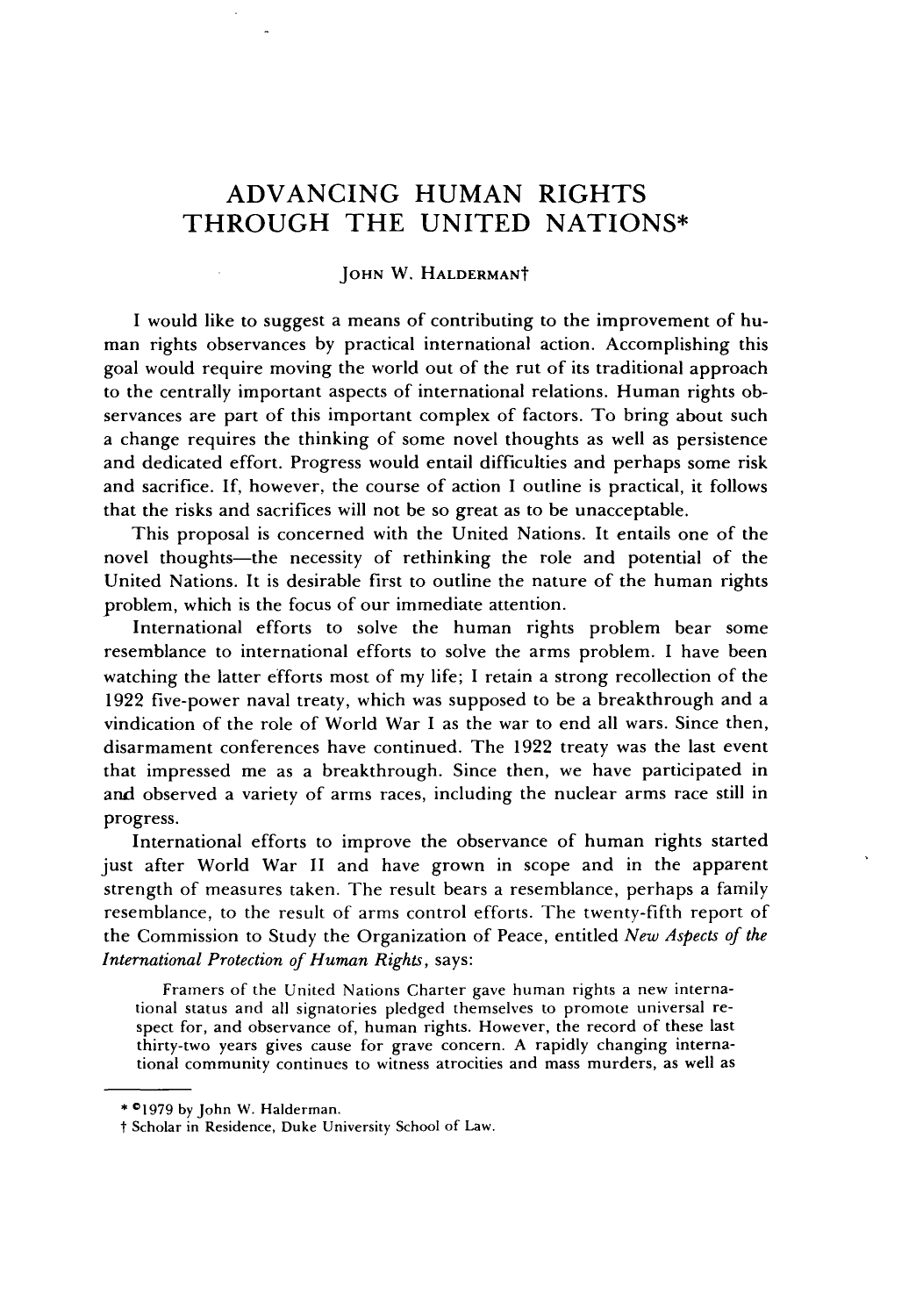# ADVANCING HUMAN RIGHTS THROUGH THE UNITED NATIONS*

JOHN W. HALDERMAN†

I would like to suggest a means of contributing to the improvement of human rights observances by practical international action. Accomplishing this goal would require moving the world out of the rut of its traditional approach to the centrally important aspects of international relations. Human rights observances are part of this important complex of factors. To bring about such a change requires the thinking of some novel thoughts as well as persistence and dedicated effort. Progress would entail difficulties and perhaps some risk and sacrifice. If, however, the course of action I outline is practical, it follows that the risks and sacrifices will not be so great as to be unacceptable.

This proposal is concerned with the United Nations. It entails one of the novel thoughts—the necessity of rethinking the role and potential of the United Nations. It is desirable first to outline the nature of the human rights problem, which is the focus of our immediate attention.

International efforts to solve the human rights problem bear some resemblance to international efforts to solve the arms problem. I have been watching the latter efforts most of my life; I retain a strong recollection of the 1922 five-power naval treaty, which was supposed to be a breakthrough and a vindication of the role of World War I as the war to end all wars. Since then, disarmament conferences have continued. The 1922 treaty was the last event that impressed me as a breakthrough. Since then, we have participated in and observed a variety of arms races, including the nuclear arms race still in progress.

International efforts to improve the observance of human rights started just after World War II and have grown in scope and in the apparent strength of measures taken. The result bears a resemblance, perhaps a family resemblance, to the result of arms control efforts. The twenty-fifth report of the Commission to Study the Organization of Peace, entitled *New Aspects of the International Protection of Human Rights*, says:

> Framers of the United Nations Charter gave human rights a new international status and all signatories pledged themselves to promote universal respect for, and observance of, human rights. However, the record of these last thirty-two years gives cause for grave concern. A rapidly changing international community continues to witness atrocities and mass murders, as well as

---

* ©1979 by John W. Halderman.

† Scholar in Residence, Duke University School of Law.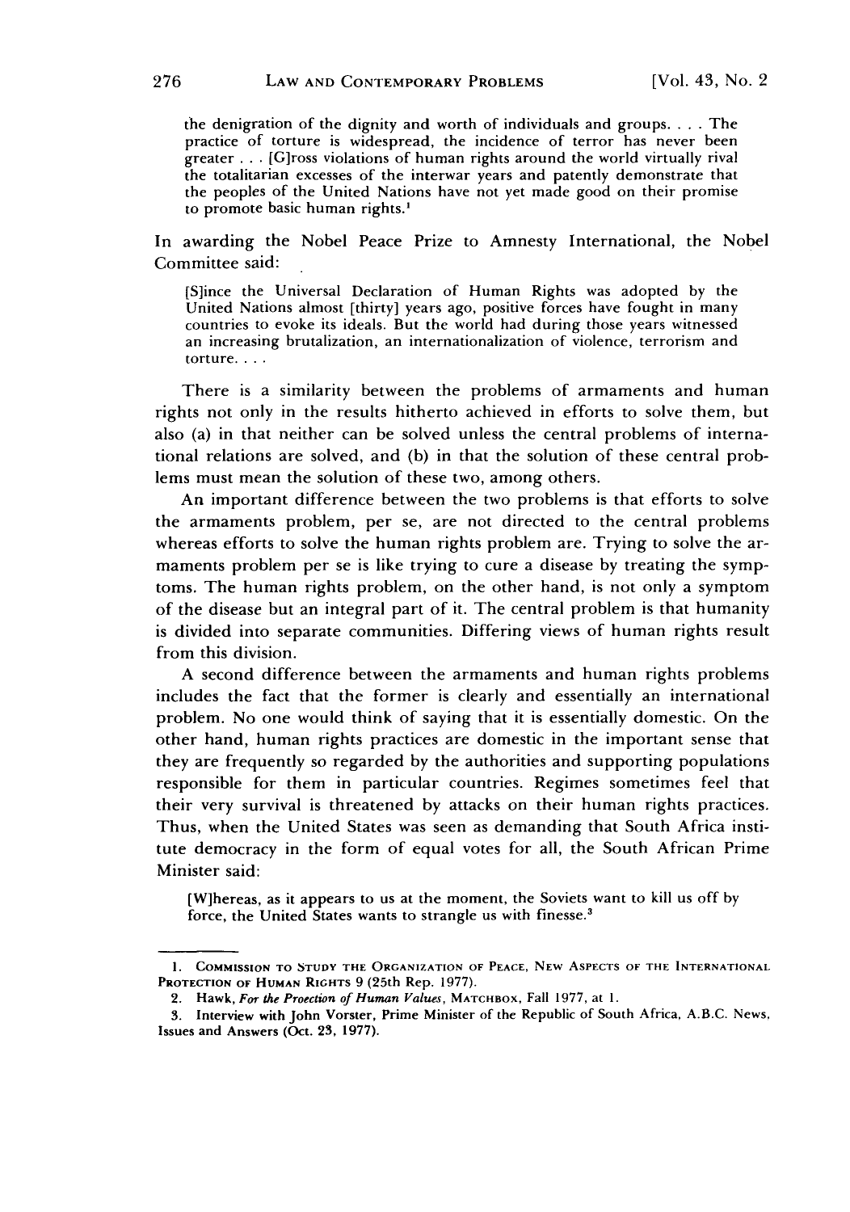> the denigration of the dignity and worth of individuals and groups. . . . The practice of torture is widespread, the incidence of terror has never been greater . . . [G]ross violations of human rights around the world virtually rival the totalitarian excesses of the interwar years and patently demonstrate that the peoples of the United Nations have not yet made good on their promise to promote basic human rights.[1]

In awarding the Nobel Peace Prize to Amnesty International, the Nobel Committee said:

> [S]ince the Universal Declaration of Human Rights was adopted by the United Nations almost [thirty] years ago, positive forces have fought in many countries to evoke its ideals. But the world had during those years witnessed an increasing brutalization, an internationalization of violence, terrorism and torture. . . .

There is a similarity between the problems of armaments and human rights not only in the results hitherto achieved in efforts to solve them, but also (a) in that neither can be solved unless the central problems of international relations are solved, and (b) in that the solution of these central problems must mean the solution of these two, among others.

An important difference between the two problems is that efforts to solve the armaments problem, per se, are not directed to the central problems whereas efforts to solve the human rights problem are. Trying to solve the armaments problem per se is like trying to cure a disease by treating the symptoms. The human rights problem, on the other hand, is not only a symptom of the disease but an integral part of it. The central problem is that humanity is divided into separate communities. Differing views of human rights result from this division.

A second difference between the armaments and human rights problems includes the fact that the former is clearly and essentially an international problem. No one would think of saying that it is essentially domestic. On the other hand, human rights practices are domestic in the important sense that they are frequently so regarded by the authorities and supporting populations responsible for them in particular countries. Regimes sometimes feel that their very survival is threatened by attacks on their human rights practices. Thus, when the United States was seen as demanding that South Africa institute democracy in the form of equal votes for all, the South African Prime Minister said:

> [W]hereas, as it appears to us at the moment, the Soviets want to kill us off by force, the United States wants to strangle us with finesse.[3]

---

1. COMMISSION TO STUDY THE ORGANIZATION OF PEACE, NEW ASPECTS OF THE INTERNATIONAL PROTECTION OF HUMAN RIGHTS 9 (25th Rep. 1977).
2. Hawk, *For the Proection of Human Values*, MATCHBOX, Fall 1977, at 1.
3. Interview with John Vorster, Prime Minister of the Republic of South Africa, A.B.C. News, Issues and Answers (Oct. 23, 1977).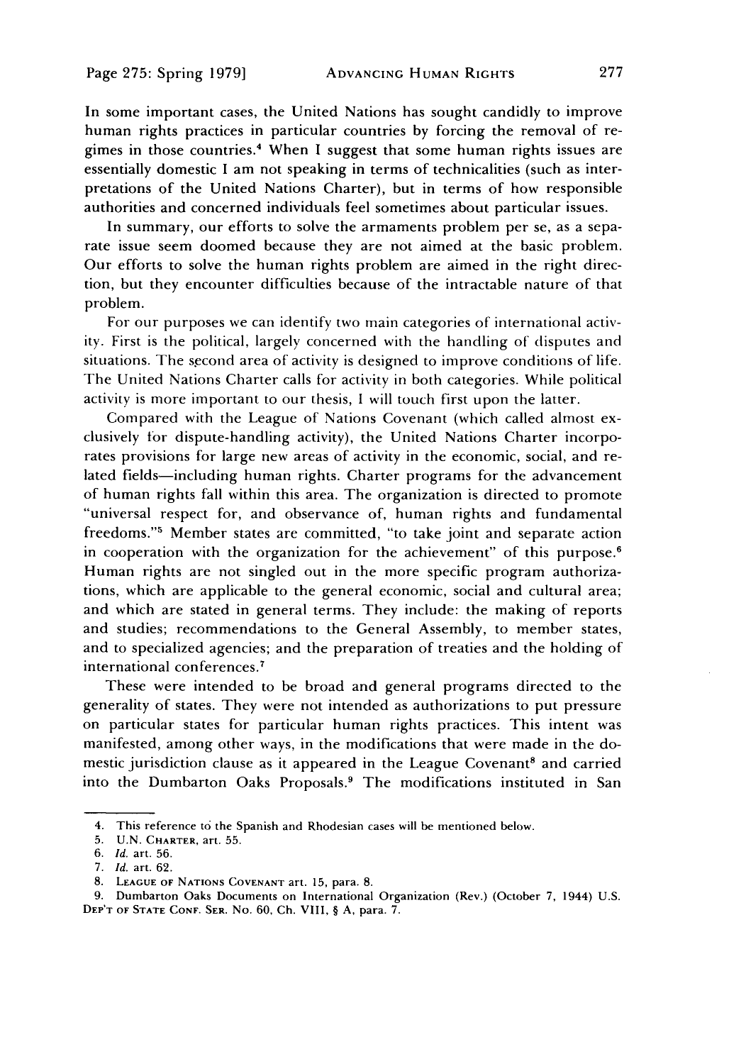In some important cases, the United Nations has sought candidly to improve human rights practices in particular countries by forcing the removal of regimes in those countries.[4] When I suggest that some human rights issues are essentially domestic I am not speaking in terms of technicalities (such as interpretations of the United Nations Charter), but in terms of how responsible authorities and concerned individuals feel sometimes about particular issues.

In summary, our efforts to solve the armaments problem per se, as a separate issue seem doomed because they are not aimed at the basic problem. Our efforts to solve the human rights problem are aimed in the right direction, but they encounter difficulties because of the intractable nature of that problem.

For our purposes we can identify two main categories of international activity. First is the political, largely concerned with the handling of disputes and situations. The second area of activity is designed to improve conditions of life. The United Nations Charter calls for activity in both categories. While political activity is more important to our thesis, I will touch first upon the latter.

Compared with the League of Nations Covenant (which called almost exclusively for dispute-handling activity), the United Nations Charter incorporates provisions for large new areas of activity in the economic, social, and related fields—including human rights. Charter programs for the advancement of human rights fall within this area. The organization is directed to promote "universal respect for, and observance of, human rights and fundamental freedoms."[5] Member states are committed, "to take joint and separate action in cooperation with the organization for the achievement" of this purpose.[6] Human rights are not singled out in the more specific program authorizations, which are applicable to the general economic, social and cultural area; and which are stated in general terms. They include: the making of reports and studies; recommendations to the General Assembly, to member states, and to specialized agencies; and the preparation of treaties and the holding of international conferences.[7]

These were intended to be broad and general programs directed to the generality of states. They were not intended as authorizations to put pressure on particular states for particular human rights practices. This intent was manifested, among other ways, in the modifications that were made in the domestic jurisdiction clause as it appeared in the League Covenant[8] and carried into the Dumbarton Oaks Proposals.[9] The modifications instituted in San

---

4. This reference to the Spanish and Rhodesian cases will be mentioned below.
5. U.N. CHARTER, art. 55.
6. *Id.* art. 56.
7. *Id.* art. 62.
8. LEAGUE OF NATIONS COVENANT art. 15, para. 8.
9. Dumbarton Oaks Documents on International Organization (Rev.) (October 7, 1944) U.S. DEP'T OF STATE CONF. SER. No. 60, Ch. VIII, § A, para. 7.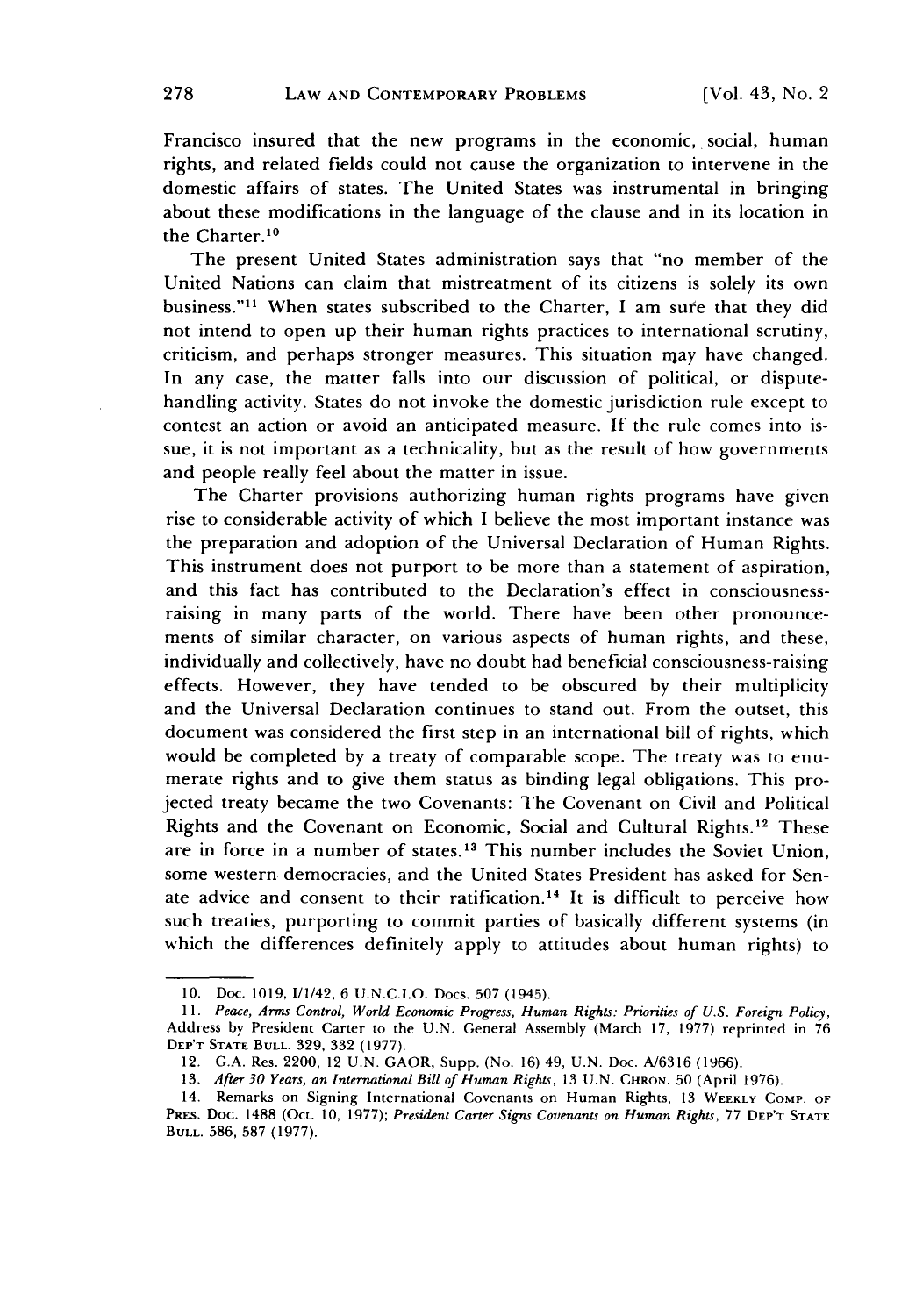Francisco insured that the new programs in the economic, social, human rights, and related fields could not cause the organization to intervene in the domestic affairs of states. The United States was instrumental in bringing about these modifications in the language of the clause and in its location in the Charter.[10]

The present United States administration says that "no member of the United Nations can claim that mistreatment of its citizens is solely its own business."[11] When states subscribed to the Charter, I am sure that they did not intend to open up their human rights practices to international scrutiny, criticism, and perhaps stronger measures. This situation may have changed. In any case, the matter falls into our discussion of political, or dispute-handling activity. States do not invoke the domestic jurisdiction rule except to contest an action or avoid an anticipated measure. If the rule comes into issue, it is not important as a technicality, but as the result of how governments and people really feel about the matter in issue.

The Charter provisions authorizing human rights programs have given rise to considerable activity of which I believe the most important instance was the preparation and adoption of the Universal Declaration of Human Rights. This instrument does not purport to be more than a statement of aspiration, and this fact has contributed to the Declaration's effect in consciousness-raising in many parts of the world. There have been other pronouncements of similar character, on various aspects of human rights, and these, individually and collectively, have no doubt had beneficial consciousness-raising effects. However, they have tended to be obscured by their multiplicity and the Universal Declaration continues to stand out. From the outset, this document was considered the first step in an international bill of rights, which would be completed by a treaty of comparable scope. The treaty was to enumerate rights and to give them status as binding legal obligations. This projected treaty became the two Covenants: The Covenant on Civil and Political Rights and the Covenant on Economic, Social and Cultural Rights.[12] These are in force in a number of states.[13] This number includes the Soviet Union, some western democracies, and the United States President has asked for Senate advice and consent to their ratification.[14] It is difficult to perceive how such treaties, purporting to commit parties of basically different systems (in which the differences definitely apply to attitudes about human rights) to

---

10. Doc. 1019, I/1/42, 6 U.N.C.I.O. Docs. 507 (1945).

11. *Peace, Arms Control, World Economic Progress, Human Rights: Priorities of U.S. Foreign Policy*, Address by President Carter to the U.N. General Assembly (March 17, 1977) reprinted in 76 DEP'T STATE BULL. 329, 332 (1977).

12. G.A. Res. 2200, 12 U.N. GAOR, Supp. (No. 16) 49, U.N. Doc. A/6316 (1966).

13. *After 30 Years, an International Bill of Human Rights*, 13 U.N. CHRON. 50 (April 1976).

14. Remarks on Signing International Covenants on Human Rights, 13 WEEKLY COMP. OF PRES. DOC. 1488 (Oct. 10, 1977); *President Carter Signs Covenants on Human Rights*, 77 DEP'T STATE BULL. 586, 587 (1977).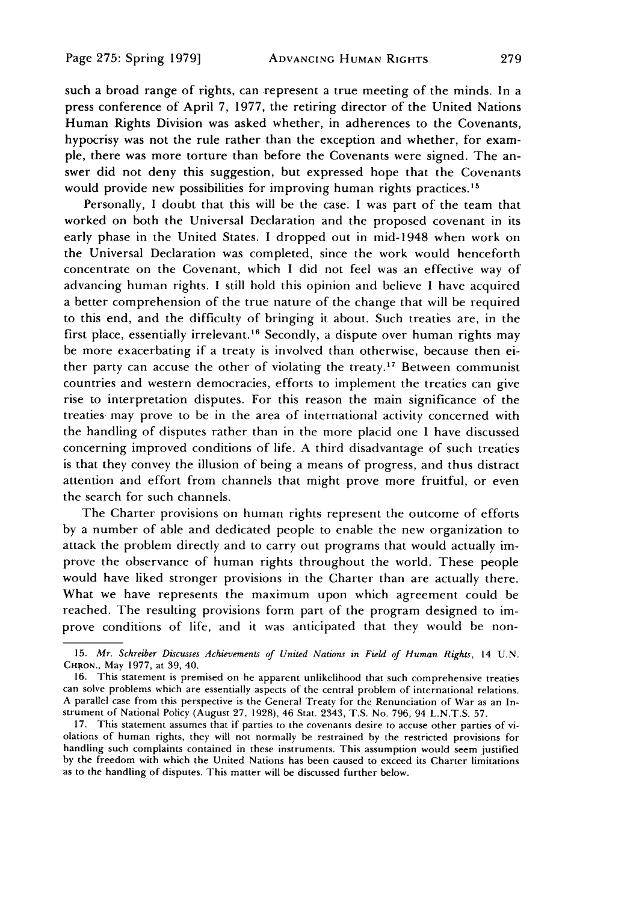such a broad range of rights, can represent a true meeting of the minds. In a press conference of April 7, 1977, the retiring director of the United Nations Human Rights Division was asked whether, in adherences to the Covenants, hypocrisy was not the rule rather than the exception and whether, for example, there was more torture than before the Covenants were signed. The answer did not deny this suggestion, but expressed hope that the Covenants would provide new possibilities for improving human rights practices.[15]

Personally, I doubt that this will be the case. I was part of the team that worked on both the Universal Declaration and the proposed covenant in its early phase in the United States. I dropped out in mid-1948 when work on the Universal Declaration was completed, since the work would henceforth concentrate on the Covenant, which I did not feel was an effective way of advancing human rights. I still hold this opinion and believe I have acquired a better comprehension of the true nature of the change that will be required to this end, and the difficulty of bringing it about. Such treaties are, in the first place, essentially irrelevant.[16] Secondly, a dispute over human rights may be more exacerbating if a treaty is involved than otherwise, because then either party can accuse the other of violating the treaty.[17] Between communist countries and western democracies, efforts to implement the treaties can give rise to interpretation disputes. For this reason the main significance of the treaties may prove to be in the area of international activity concerned with the handling of disputes rather than in the more placid one I have discussed concerning improved conditions of life. A third disadvantage of such treaties is that they convey the illusion of being a means of progress, and thus distract attention and effort from channels that might prove more fruitful, or even the search for such channels.

The Charter provisions on human rights represent the outcome of efforts by a number of able and dedicated people to enable the new organization to attack the problem directly and to carry out programs that would actually improve the observance of human rights throughout the world. These people would have liked stronger provisions in the Charter than are actually there. What we have represents the maximum upon which agreement could be reached. The resulting provisions form part of the program designed to improve conditions of life, and it was anticipated that they would be non-

---

15. *Mr. Schreiber Discusses Achievements of United Nations in Field of Human Rights*, 14 U.N. CHRON., May 1977, at 39, 40.

16. This statement is premised on he apparent unlikelihood that such comprehensive treaties can solve problems which are essentially aspects of the central problem of international relations. A parallel case from this perspective is the General Treaty for the Renunciation of War as an Instrument of National Policy (August 27, 1928), 46 Stat. 2343, T.S. No. 796, 94 L.N.T.S. 57.

17. This statement assumes that if parties to the covenants desire to accuse other parties of violations of human rights, they will not normally be restrained by the restricted provisions for handling such complaints contained in these instruments. This assumption would seem justified by the freedom with which the United Nations has been caused to exceed its Charter limitations as to the handling of disputes. This matter will be discussed further below.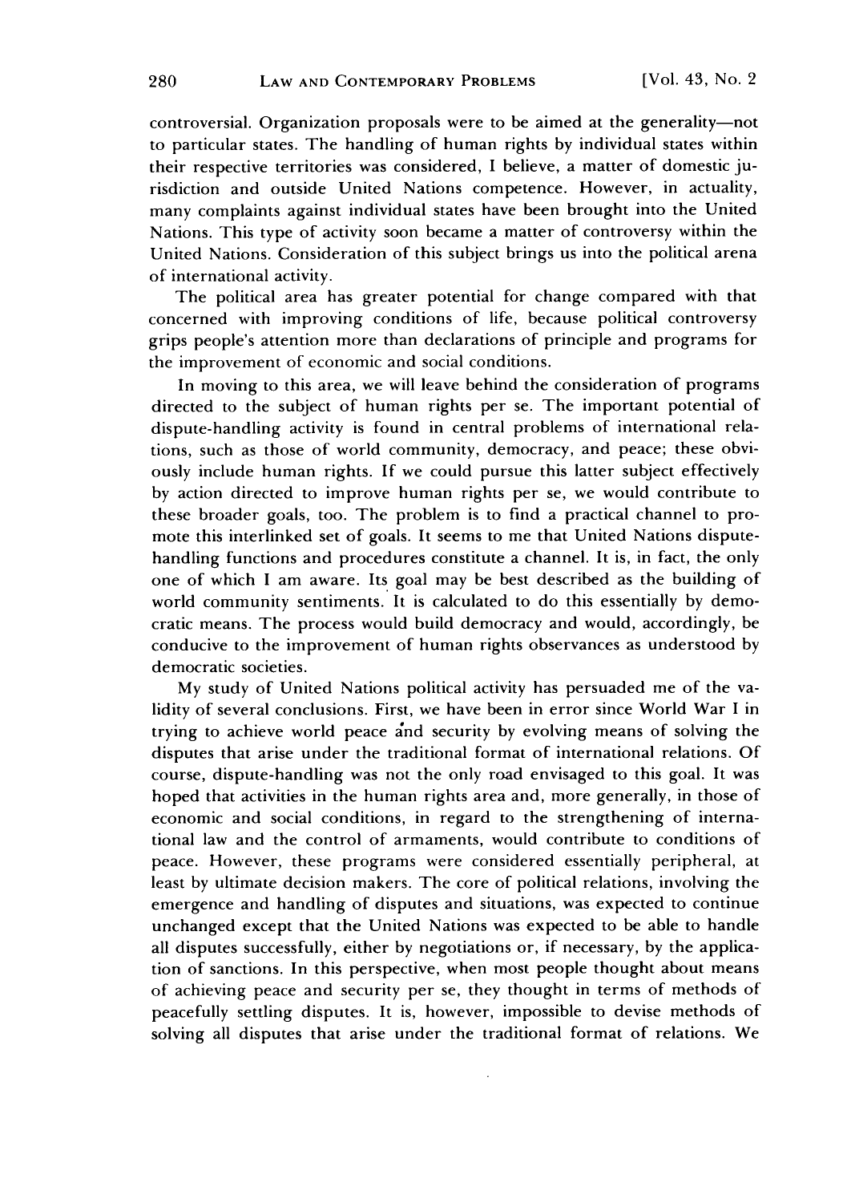controversial. Organization proposals were to be aimed at the generality—not to particular states. The handling of human rights by individual states within their respective territories was considered, I believe, a matter of domestic jurisdiction and outside United Nations competence. However, in actuality, many complaints against individual states have been brought into the United Nations. This type of activity soon became a matter of controversy within the United Nations. Consideration of this subject brings us into the political arena of international activity.

The political area has greater potential for change compared with that concerned with improving conditions of life, because political controversy grips people's attention more than declarations of principle and programs for the improvement of economic and social conditions.

In moving to this area, we will leave behind the consideration of programs directed to the subject of human rights per se. The important potential of dispute-handling activity is found in central problems of international relations, such as those of world community, democracy, and peace; these obviously include human rights. If we could pursue this latter subject effectively by action directed to improve human rights per se, we would contribute to these broader goals, too. The problem is to find a practical channel to promote this interlinked set of goals. It seems to me that United Nations dispute-handling functions and procedures constitute a channel. It is, in fact, the only one of which I am aware. Its goal may be best described as the building of world community sentiments. It is calculated to do this essentially by democratic means. The process would build democracy and would, accordingly, be conducive to the improvement of human rights observances as understood by democratic societies.

My study of United Nations political activity has persuaded me of the validity of several conclusions. First, we have been in error since World War I in trying to achieve world peace and security by evolving means of solving the disputes that arise under the traditional format of international relations. Of course, dispute-handling was not the only road envisaged to this goal. It was hoped that activities in the human rights area and, more generally, in those of economic and social conditions, in regard to the strengthening of international law and the control of armaments, would contribute to conditions of peace. However, these programs were considered essentially peripheral, at least by ultimate decision makers. The core of political relations, involving the emergence and handling of disputes and situations, was expected to continue unchanged except that the United Nations was expected to be able to handle all disputes successfully, either by negotiations or, if necessary, by the application of sanctions. In this perspective, when most people thought about means of achieving peace and security per se, they thought in terms of methods of peacefully settling disputes. It is, however, impossible to devise methods of solving all disputes that arise under the traditional format of relations. We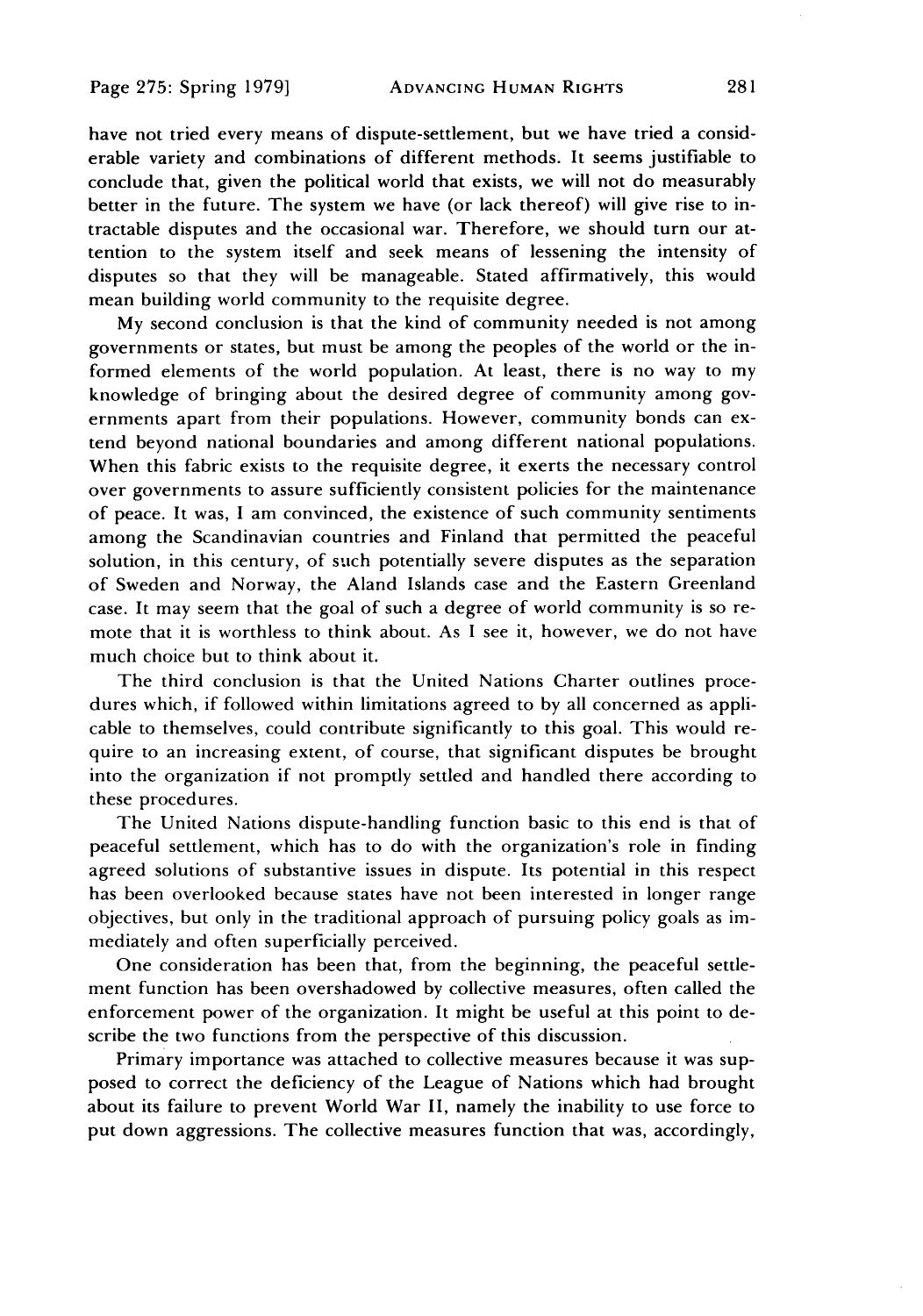have not tried every means of dispute-settlement, but we have tried a considerable variety and combinations of different methods. It seems justifiable to conclude that, given the political world that exists, we will not do measurably better in the future. The system we have (or lack thereof) will give rise to intractable disputes and the occasional war. Therefore, we should turn our attention to the system itself and seek means of lessening the intensity of disputes so that they will be manageable. Stated affirmatively, this would mean building world community to the requisite degree.

My second conclusion is that the kind of community needed is not among governments or states, but must be among the peoples of the world or the informed elements of the world population. At least, there is no way to my knowledge of bringing about the desired degree of community among governments apart from their populations. However, community bonds can extend beyond national boundaries and among different national populations. When this fabric exists to the requisite degree, it exerts the necessary control over governments to assure sufficiently consistent policies for the maintenance of peace. It was, I am convinced, the existence of such community sentiments among the Scandinavian countries and Finland that permitted the peaceful solution, in this century, of such potentially severe disputes as the separation of Sweden and Norway, the Aland Islands case and the Eastern Greenland case. It may seem that the goal of such a degree of world community is so remote that it is worthless to think about. As I see it, however, we do not have much choice but to think about it.

The third conclusion is that the United Nations Charter outlines procedures which, if followed within limitations agreed to by all concerned as applicable to themselves, could contribute significantly to this goal. This would require to an increasing extent, of course, that significant disputes be brought into the organization if not promptly settled and handled there according to these procedures.

The United Nations dispute-handling function basic to this end is that of peaceful settlement, which has to do with the organization's role in finding agreed solutions of substantive issues in dispute. Its potential in this respect has been overlooked because states have not been interested in longer range objectives, but only in the traditional approach of pursuing policy goals as immediately and often superficially perceived.

One consideration has been that, from the beginning, the peaceful settlement function has been overshadowed by collective measures, often called the enforcement power of the organization. It might be useful at this point to describe the two functions from the perspective of this discussion.

Primary importance was attached to collective measures because it was supposed to correct the deficiency of the League of Nations which had brought about its failure to prevent World War II, namely the inability to use force to put down aggressions. The collective measures function that was, accordingly,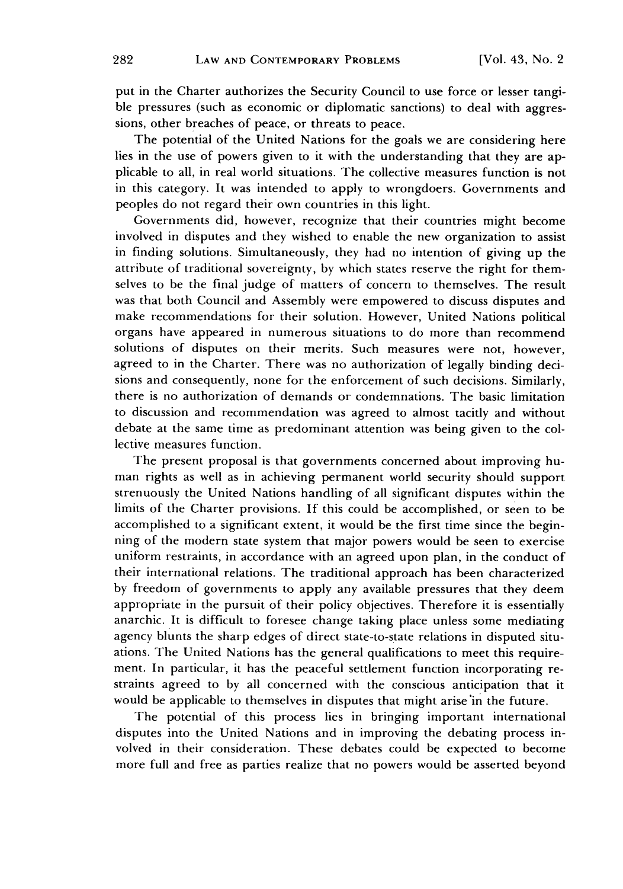put in the Charter authorizes the Security Council to use force or lesser tangible pressures (such as economic or diplomatic sanctions) to deal with aggressions, other breaches of peace, or threats to peace.

The potential of the United Nations for the goals we are considering here lies in the use of powers given to it with the understanding that they are applicable to all, in real world situations. The collective measures function is not in this category. It was intended to apply to wrongdoers. Governments and peoples do not regard their own countries in this light.

Governments did, however, recognize that their countries might become involved in disputes and they wished to enable the new organization to assist in finding solutions. Simultaneously, they had no intention of giving up the attribute of traditional sovereignty, by which states reserve the right for themselves to be the final judge of matters of concern to themselves. The result was that both Council and Assembly were empowered to discuss disputes and make recommendations for their solution. However, United Nations political organs have appeared in numerous situations to do more than recommend solutions of disputes on their merits. Such measures were not, however, agreed to in the Charter. There was no authorization of legally binding decisions and consequently, none for the enforcement of such decisions. Similarly, there is no authorization of demands or condemnations. The basic limitation to discussion and recommendation was agreed to almost tacitly and without debate at the same time as predominant attention was being given to the collective measures function.

The present proposal is that governments concerned about improving human rights as well as in achieving permanent world security should support strenuously the United Nations handling of all significant disputes within the limits of the Charter provisions. If this could be accomplished, or seen to be accomplished to a significant extent, it would be the first time since the beginning of the modern state system that major powers would be seen to exercise uniform restraints, in accordance with an agreed upon plan, in the conduct of their international relations. The traditional approach has been characterized by freedom of governments to apply any available pressures that they deem appropriate in the pursuit of their policy objectives. Therefore it is essentially anarchic. It is difficult to foresee change taking place unless some mediating agency blunts the sharp edges of direct state-to-state relations in disputed situations. The United Nations has the general qualifications to meet this requirement. In particular, it has the peaceful settlement function incorporating restraints agreed to by all concerned with the conscious anticipation that it would be applicable to themselves in disputes that might arise in the future.

The potential of this process lies in bringing important international disputes into the United Nations and in improving the debating process involved in their consideration. These debates could be expected to become more full and free as parties realize that no powers would be asserted beyond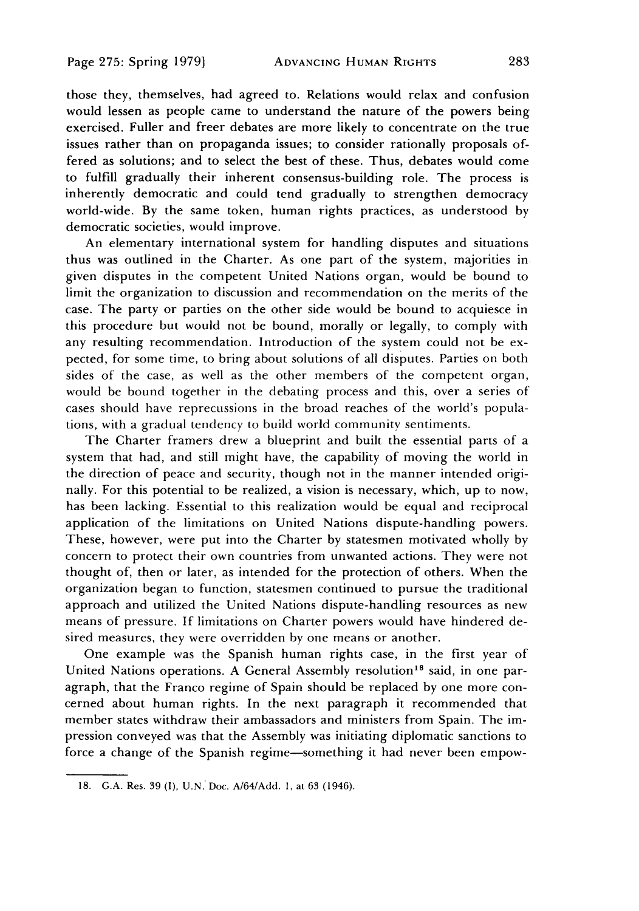those they, themselves, had agreed to. Relations would relax and confusion would lessen as people came to understand the nature of the powers being exercised. Fuller and freer debates are more likely to concentrate on the true issues rather than on propaganda issues; to consider rationally proposals offered as solutions; and to select the best of these. Thus, debates would come to fulfill gradually their inherent consensus-building role. The process is inherently democratic and could tend gradually to strengthen democracy world-wide. By the same token, human rights practices, as understood by democratic societies, would improve.

An elementary international system for handling disputes and situations thus was outlined in the Charter. As one part of the system, majorities in given disputes in the competent United Nations organ, would be bound to limit the organization to discussion and recommendation on the merits of the case. The party or parties on the other side would be bound to acquiesce in this procedure but would not be bound, morally or legally, to comply with any resulting recommendation. Introduction of the system could not be expected, for some time, to bring about solutions of all disputes. Parties on both sides of the case, as well as the other members of the competent organ, would be bound together in the debating process and this, over a series of cases should have reprecussions in the broad reaches of the world's populations, with a gradual tendency to build world community sentiments.

The Charter framers drew a blueprint and built the essential parts of a system that had, and still might have, the capability of moving the world in the direction of peace and security, though not in the manner intended originally. For this potential to be realized, a vision is necessary, which, up to now, has been lacking. Essential to this realization would be equal and reciprocal application of the limitations on United Nations dispute-handling powers. These, however, were put into the Charter by statesmen motivated wholly by concern to protect their own countries from unwanted actions. They were not thought of, then or later, as intended for the protection of others. When the organization began to function, statesmen continued to pursue the traditional approach and utilized the United Nations dispute-handling resources as new means of pressure. If limitations on Charter powers would have hindered desired measures, they were overridden by one means or another.

One example was the Spanish human rights case, in the first year of United Nations operations. A General Assembly resolution[18] said, in one paragraph, that the Franco regime of Spain should be replaced by one more concerned about human rights. In the next paragraph it recommended that member states withdraw their ambassadors and ministers from Spain. The impression conveyed was that the Assembly was initiating diplomatic sanctions to force a change of the Spanish regime—something it had never been empow-

---

18. G.A. Res. 39 (I), U.N. Doc. A/64/Add. 1, at 63 (1946).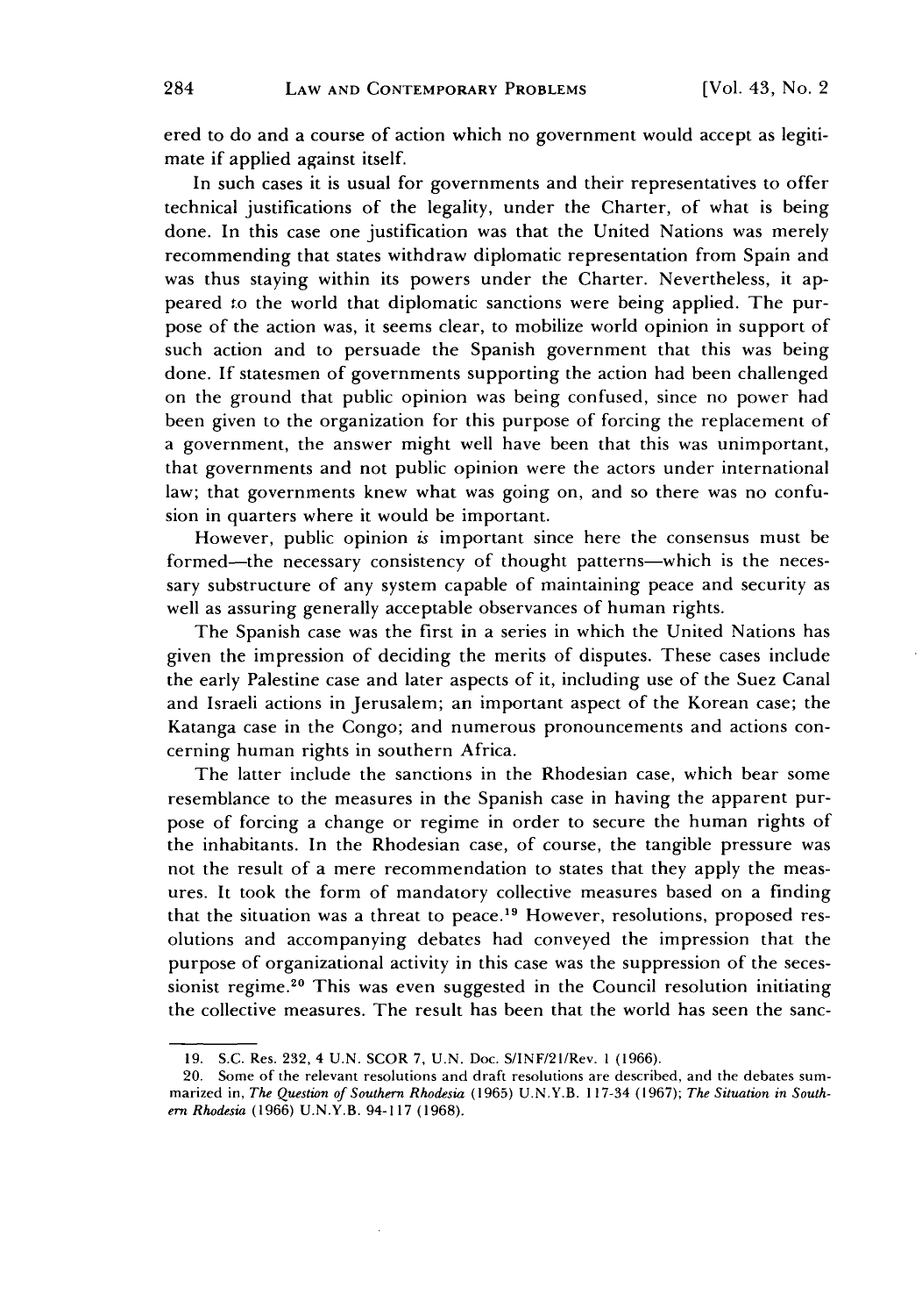ered to do and a course of action which no government would accept as legitimate if applied against itself.

In such cases it is usual for governments and their representatives to offer technical justifications of the legality, under the Charter, of what is being done. In this case one justification was that the United Nations was merely recommending that states withdraw diplomatic representation from Spain and was thus staying within its powers under the Charter. Nevertheless, it appeared to the world that diplomatic sanctions were being applied. The purpose of the action was, it seems clear, to mobilize world opinion in support of such action and to persuade the Spanish government that this was being done. If statesmen of governments supporting the action had been challenged on the ground that public opinion was being confused, since no power had been given to the organization for this purpose of forcing the replacement of a government, the answer might well have been that this was unimportant, that governments and not public opinion were the actors under international law; that governments knew what was going on, and so there was no confusion in quarters where it would be important.

However, public opinion *is* important since here the consensus must be formed—the necessary consistency of thought patterns—which is the necessary substructure of any system capable of maintaining peace and security as well as assuring generally acceptable observances of human rights.

The Spanish case was the first in a series in which the United Nations has given the impression of deciding the merits of disputes. These cases include the early Palestine case and later aspects of it, including use of the Suez Canal and Israeli actions in Jerusalem; an important aspect of the Korean case; the Katanga case in the Congo; and numerous pronouncements and actions concerning human rights in southern Africa.

The latter include the sanctions in the Rhodesian case, which bear some resemblance to the measures in the Spanish case in having the apparent purpose of forcing a change or regime in order to secure the human rights of the inhabitants. In the Rhodesian case, of course, the tangible pressure was not the result of a mere recommendation to states that they apply the measures. It took the form of mandatory collective measures based on a finding that the situation was a threat to peace.[19] However, resolutions, proposed resolutions and accompanying debates had conveyed the impression that the purpose of organizational activity in this case was the suppression of the secessionist regime.[20] This was even suggested in the Council resolution initiating the collective measures. The result has been that the world has seen the sanc-

---

19. S.C. Res. 232, 4 U.N. SCOR 7, U.N. Doc. S/INF/21/Rev. 1 (1966).

20. Some of the relevant resolutions and draft resolutions are described, and the debates summarized in, *The Question of Southern Rhodesia* (1965) U.N.Y.B. 117-34 (1967); *The Situation in Southern Rhodesia* (1966) U.N.Y.B. 94-117 (1968).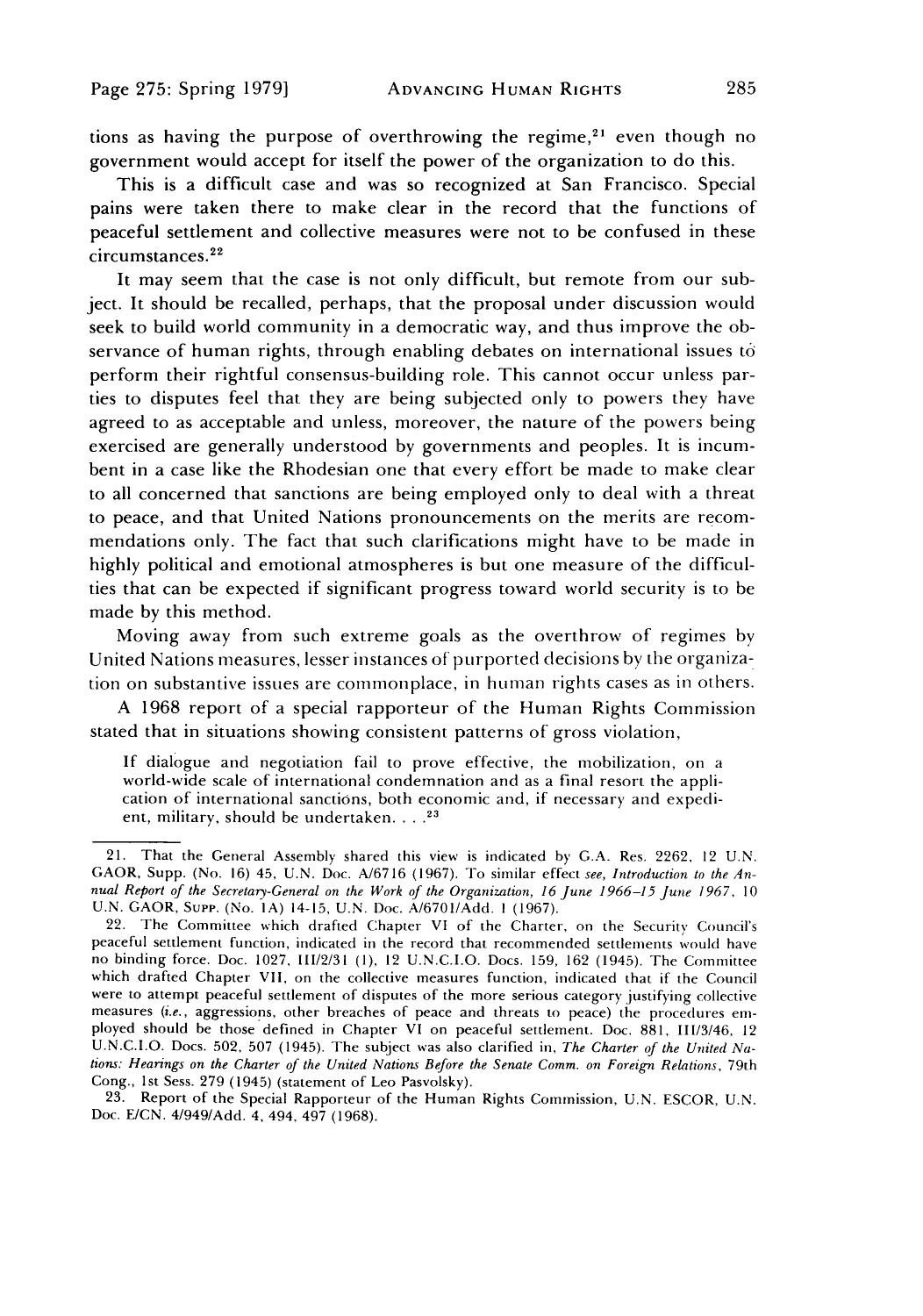tions as having the purpose of overthrowing the regime,[21] even though no government would accept for itself the power of the organization to do this.

This is a difficult case and was so recognized at San Francisco. Special pains were taken there to make clear in the record that the functions of peaceful settlement and collective measures were not to be confused in these circumstances.[22]

It may seem that the case is not only difficult, but remote from our subject. It should be recalled, perhaps, that the proposal under discussion would seek to build world community in a democratic way, and thus improve the observance of human rights, through enabling debates on international issues to perform their rightful consensus-building role. This cannot occur unless parties to disputes feel that they are being subjected only to powers they have agreed to as acceptable and unless, moreover, the nature of the powers being exercised are generally understood by governments and peoples. It is incumbent in a case like the Rhodesian one that every effort be made to make clear to all concerned that sanctions are being employed only to deal with a threat to peace, and that United Nations pronouncements on the merits are recommendations only. The fact that such clarifications might have to be made in highly political and emotional atmospheres is but one measure of the difficulties that can be expected if significant progress toward world security is to be made by this method.

Moving away from such extreme goals as the overthrow of regimes by United Nations measures, lesser instances of purported decisions by the organization on substantive issues are commonplace, in human rights cases as in others.

A 1968 report of a special rapporteur of the Human Rights Commission stated that in situations showing consistent patterns of gross violation,

> If dialogue and negotiation fail to prove effective, the mobilization, on a world-wide scale of international condemnation and as a final resort the application of international sanctions, both economic and, if necessary and expedient, military, should be undertaken. . . .[23]

---

21. That the General Assembly shared this view is indicated by G.A. Res. 2262, 12 U.N. GAOR, Supp. (No. 16) 45, U.N. Doc. A/6716 (1967). To similar effect *see, Introduction to the Annual Report of the Secretary-General on the Work of the Organization, 16 June 1966–15 June 1967*, 10 U.N. GAOR, Supp. (No. 1A) 14-15, U.N. Doc. A/6701/Add. 1 (1967).

22. The Committee which drafted Chapter VI of the Charter, on the Security Council's peaceful settlement function, indicated in the record that recommended settlements would have no binding force. Doc. 1027, III/2/31 (1), 12 U.N.C.I.O. Docs. 159, 162 (1945). The Committee which drafted Chapter VII, on the collective measures function, indicated that if the Council were to attempt peaceful settlement of disputes of the more serious category justifying collective measures (*i.e.*, aggressions, other breaches of peace and threats to peace) the procedures employed should be those defined in Chapter VI on peaceful settlement. Doc. 881, III/3/46, 12 U.N.C.I.O. Docs. 502, 507 (1945). The subject was also clarified in, *The Charter of the United Nations: Hearings on the Charter of the United Nations Before the Senate Comm. on Foreign Relations*, 79th Cong., 1st Sess. 279 (1945) (statement of Leo Pasvolsky).

23. Report of the Special Rapporteur of the Human Rights Commission, U.N. ESCOR, U.N. Doc. E/CN. 4/949/Add. 4, 494, 497 (1968).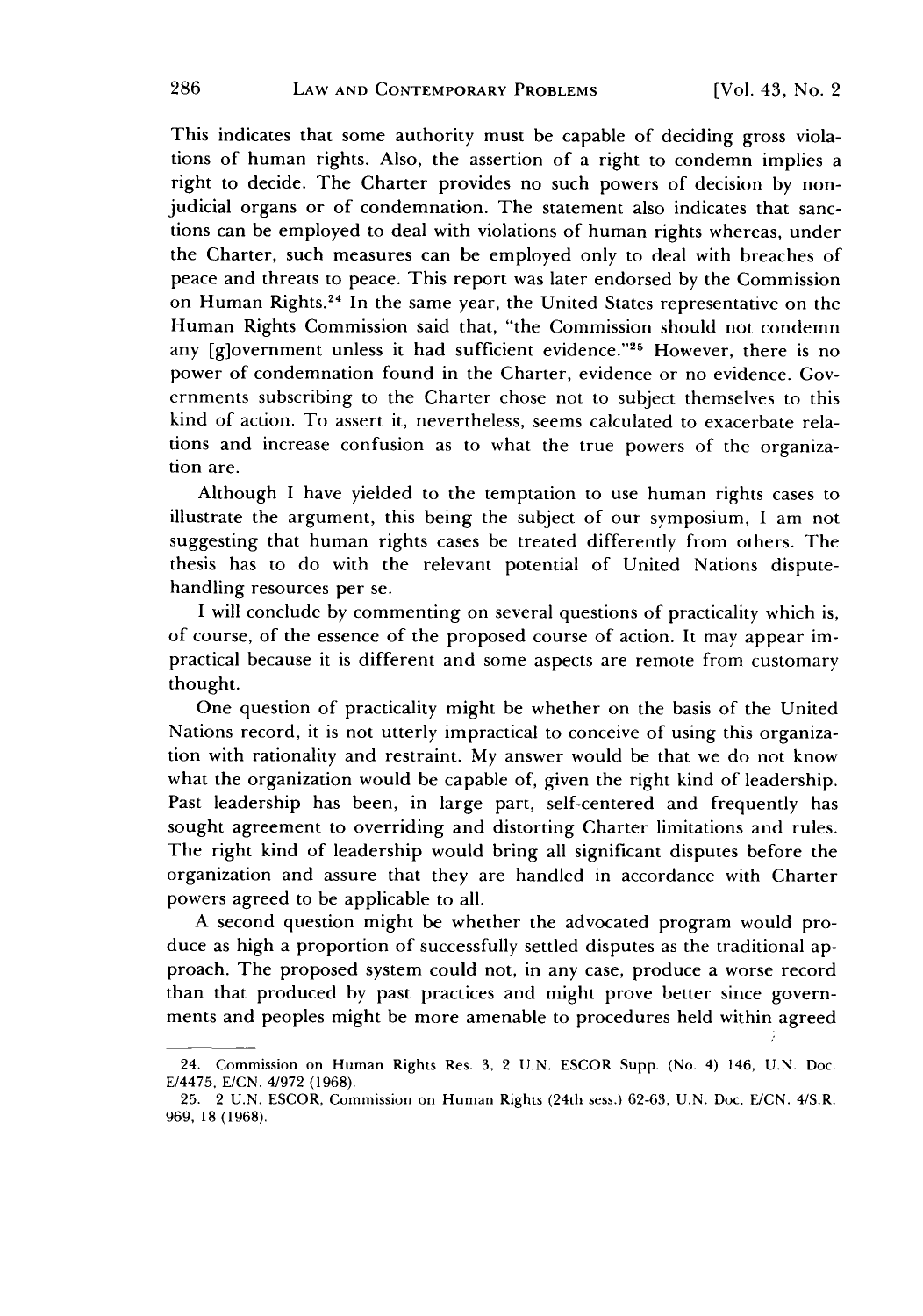This indicates that some authority must be capable of deciding gross violations of human rights. Also, the assertion of a right to condemn implies a right to decide. The Charter provides no such powers of decision by non-judicial organs or of condemnation. The statement also indicates that sanctions can be employed to deal with violations of human rights whereas, under the Charter, such measures can be employed only to deal with breaches of peace and threats to peace. This report was later endorsed by the Commission on Human Rights.[24] In the same year, the United States representative on the Human Rights Commission said that, "the Commission should not condemn any [g]overnment unless it had sufficient evidence."[25] However, there is no power of condemnation found in the Charter, evidence or no evidence. Governments subscribing to the Charter chose not to subject themselves to this kind of action. To assert it, nevertheless, seems calculated to exacerbate relations and increase confusion as to what the true powers of the organization are.

Although I have yielded to the temptation to use human rights cases to illustrate the argument, this being the subject of our symposium, I am not suggesting that human rights cases be treated differently from others. The thesis has to do with the relevant potential of United Nations dispute-handling resources per se.

I will conclude by commenting on several questions of practicality which is, of course, of the essence of the proposed course of action. It may appear impractical because it is different and some aspects are remote from customary thought.

One question of practicality might be whether on the basis of the United Nations record, it is not utterly impractical to conceive of using this organization with rationality and restraint. My answer would be that we do not know what the organization would be capable of, given the right kind of leadership. Past leadership has been, in large part, self-centered and frequently has sought agreement to overriding and distorting Charter limitations and rules. The right kind of leadership would bring all significant disputes before the organization and assure that they are handled in accordance with Charter powers agreed to be applicable to all.

A second question might be whether the advocated program would produce as high a proportion of successfully settled disputes as the traditional approach. The proposed system could not, in any case, produce a worse record than that produced by past practices and might prove better since governments and peoples might be more amenable to procedures held within agreed

---

24. Commission on Human Rights Res. 3, 2 U.N. ESCOR Supp. (No. 4) 146, U.N. Doc. E/4475, E/CN. 4/972 (1968).

25. 2 U.N. ESCOR, Commission on Human Rights (24th sess.) 62-63, U.N. Doc. E/CN. 4/S.R. 969, 18 (1968).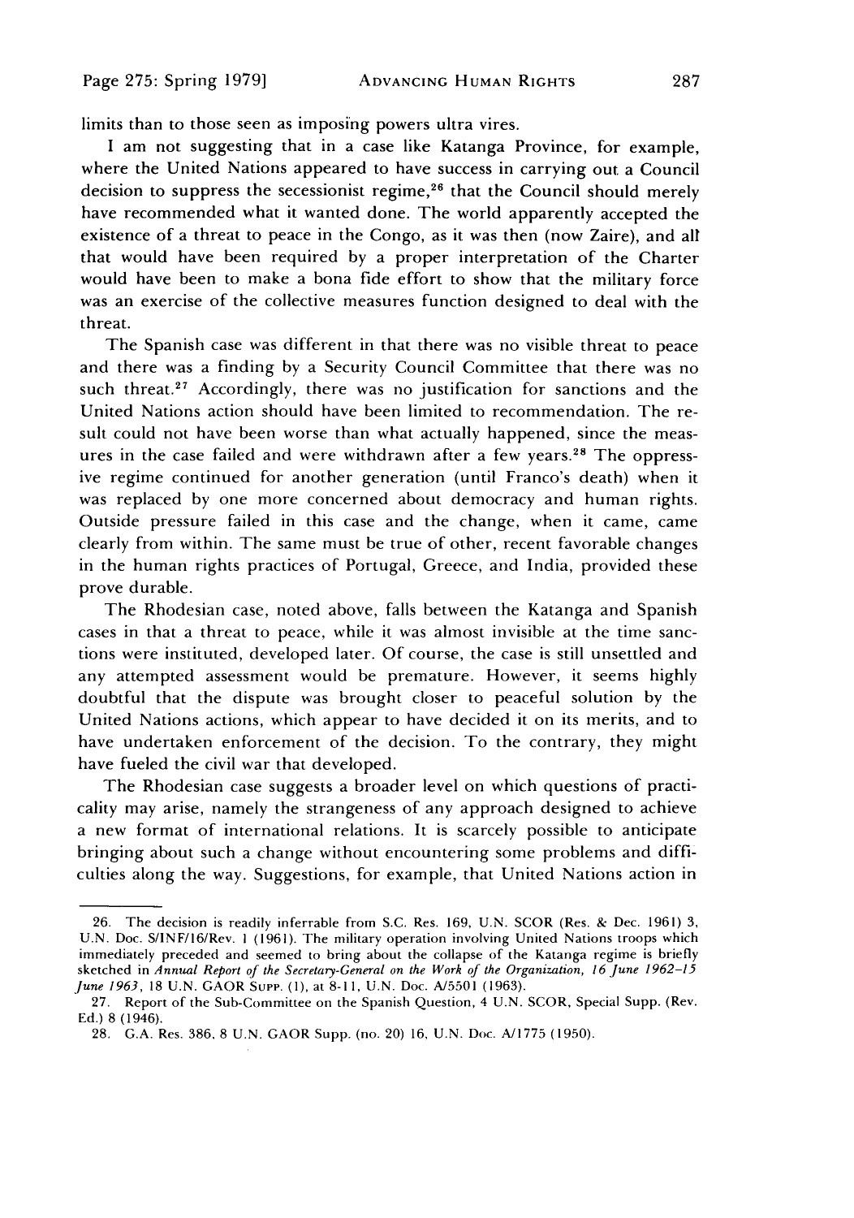limits than to those seen as imposing powers ultra vires.

I am not suggesting that in a case like Katanga Province, for example, where the United Nations appeared to have success in carrying out a Council decision to suppress the secessionist regime,[26] that the Council should merely have recommended what it wanted done. The world apparently accepted the existence of a threat to peace in the Congo, as it was then (now Zaire), and all that would have been required by a proper interpretation of the Charter would have been to make a bona fide effort to show that the military force was an exercise of the collective measures function designed to deal with the threat.

The Spanish case was different in that there was no visible threat to peace and there was a finding by a Security Council Committee that there was no such threat.[27] Accordingly, there was no justification for sanctions and the United Nations action should have been limited to recommendation. The result could not have been worse than what actually happened, since the measures in the case failed and were withdrawn after a few years.[28] The oppressive regime continued for another generation (until Franco's death) when it was replaced by one more concerned about democracy and human rights. Outside pressure failed in this case and the change, when it came, came clearly from within. The same must be true of other, recent favorable changes in the human rights practices of Portugal, Greece, and India, provided these prove durable.

The Rhodesian case, noted above, falls between the Katanga and Spanish cases in that a threat to peace, while it was almost invisible at the time sanctions were instituted, developed later. Of course, the case is still unsettled and any attempted assessment would be premature. However, it seems highly doubtful that the dispute was brought closer to peaceful solution by the United Nations actions, which appear to have decided it on its merits, and to have undertaken enforcement of the decision. To the contrary, they might have fueled the civil war that developed.

The Rhodesian case suggests a broader level on which questions of practicality may arise, namely the strangeness of any approach designed to achieve a new format of international relations. It is scarcely possible to anticipate bringing about such a change without encountering some problems and difficulties along the way. Suggestions, for example, that United Nations action in

---

26. The decision is readily inferrable from S.C. Res. 169, U.N. SCOR (Res. & Dec. 1961) 3, U.N. Doc. S/INF/16/Rev. 1 (1961). The military operation involving United Nations troops which immediately preceded and seemed to bring about the collapse of the Katanga regime is briefly sketched in *Annual Report of the Secretary-General on the Work of the Organization, 16 June 1962–15 June 1963*, 18 U.N. GAOR Supp. (1), at 8-11, U.N. Doc. A/5501 (1963).

27. Report of the Sub-Committee on the Spanish Question, 4 U.N. SCOR, Special Supp. (Rev. Ed.) 8 (1946).

28. G.A. Res. 386, 8 U.N. GAOR Supp. (no. 20) 16, U.N. Doc. A/1775 (1950).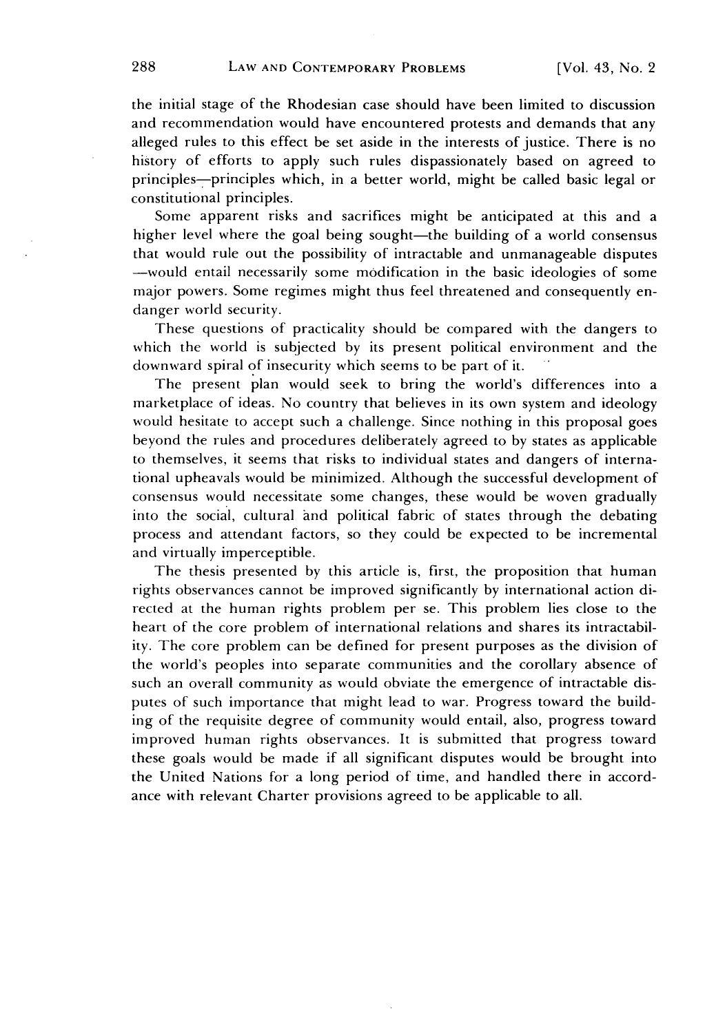the initial stage of the Rhodesian case should have been limited to discussion and recommendation would have encountered protests and demands that any alleged rules to this effect be set aside in the interests of justice. There is no history of efforts to apply such rules dispassionately based on agreed to principles—principles which, in a better world, might be called basic legal or constitutional principles.

Some apparent risks and sacrifices might be anticipated at this and a higher level where the goal being sought—the building of a world consensus that would rule out the possibility of intractable and unmanageable disputes —would entail necessarily some modification in the basic ideologies of some major powers. Some regimes might thus feel threatened and consequently endanger world security.

These questions of practicality should be compared with the dangers to which the world is subjected by its present political environment and the downward spiral of insecurity which seems to be part of it.

The present plan would seek to bring the world's differences into a marketplace of ideas. No country that believes in its own system and ideology would hesitate to accept such a challenge. Since nothing in this proposal goes beyond the rules and procedures deliberately agreed to by states as applicable to themselves, it seems that risks to individual states and dangers of international upheavals would be minimized. Although the successful development of consensus would necessitate some changes, these would be woven gradually into the social, cultural and political fabric of states through the debating process and attendant factors, so they could be expected to be incremental and virtually imperceptible.

The thesis presented by this article is, first, the proposition that human rights observances cannot be improved significantly by international action directed at the human rights problem per se. This problem lies close to the heart of the core problem of international relations and shares its intractability. The core problem can be defined for present purposes as the division of the world's peoples into separate communities and the corollary absence of such an overall community as would obviate the emergence of intractable disputes of such importance that might lead to war. Progress toward the building of the requisite degree of community would entail, also, progress toward improved human rights observances. It is submitted that progress toward these goals would be made if all significant disputes would be brought into the United Nations for a long period of time, and handled there in accordance with relevant Charter provisions agreed to be applicable to all.